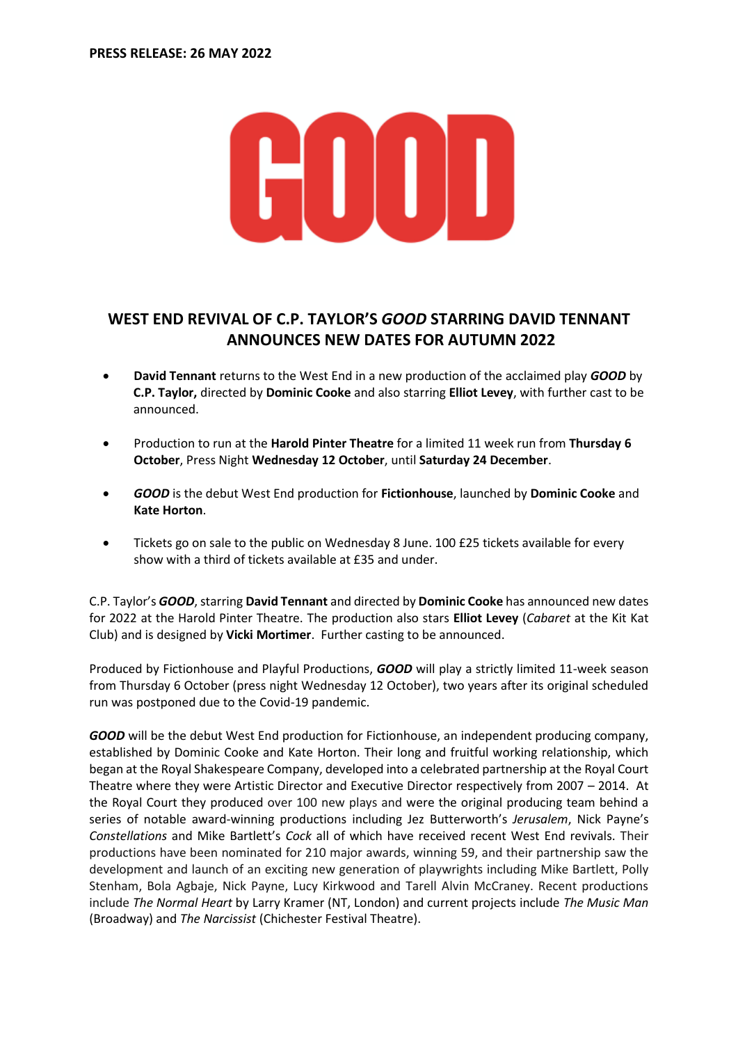**PRESS RELEASE: 26 MAY 2022**

# GOOD

## WEST END REVIVAL OF C.P. TAYLOR'S *GOOD* STARRING DAVID TENNANT ANNOUNCES NEW DATES FOR AUTUMN 2022

- **David Tennant** returns to the West End in a new production of the acclaimed play ***GOOD*** by **C.P. Taylor,** directed by **Dominic Cooke** and also starring **Elliot Levey**, with further cast to be announced.

- Production to run at the **Harold Pinter Theatre** for a limited 11 week run from **Thursday 6 October**, Press Night **Wednesday 12 October**, until **Saturday 24 December**.

- ***GOOD*** is the debut West End production for **Fictionhouse**, launched by **Dominic Cooke** and **Kate Horton**.

- Tickets go on sale to the public on Wednesday 8 June. 100 £25 tickets available for every show with a third of tickets available at £35 and under.

C.P. Taylor's ***GOOD***, starring **David Tennant** and directed by **Dominic Cooke** has announced new dates for 2022 at the Harold Pinter Theatre. The production also stars **Elliot Levey** (*Cabaret* at the Kit Kat Club) and is designed by **Vicki Mortimer**. Further casting to be announced.

Produced by Fictionhouse and Playful Productions, ***GOOD*** will play a strictly limited 11-week season from Thursday 6 October (press night Wednesday 12 October), two years after its original scheduled run was postponed due to the Covid-19 pandemic.

***GOOD*** will be the debut West End production for Fictionhouse, an independent producing company, established by Dominic Cooke and Kate Horton. Their long and fruitful working relationship, which began at the Royal Shakespeare Company, developed into a celebrated partnership at the Royal Court Theatre where they were Artistic Director and Executive Director respectively from 2007 – 2014. At the Royal Court they produced over 100 new plays and were the original producing team behind a series of notable award-winning productions including Jez Butterworth's *Jerusalem*, Nick Payne's *Constellations* and Mike Bartlett's *Cock* all of which have received recent West End revivals. Their productions have been nominated for 210 major awards, winning 59, and their partnership saw the development and launch of an exciting new generation of playwrights including Mike Bartlett, Polly Stenham, Bola Agbaje, Nick Payne, Lucy Kirkwood and Tarell Alvin McCraney. Recent productions include *The Normal Heart* by Larry Kramer (NT, London) and current projects include *The Music Man* (Broadway) and *The Narcissist* (Chichester Festival Theatre).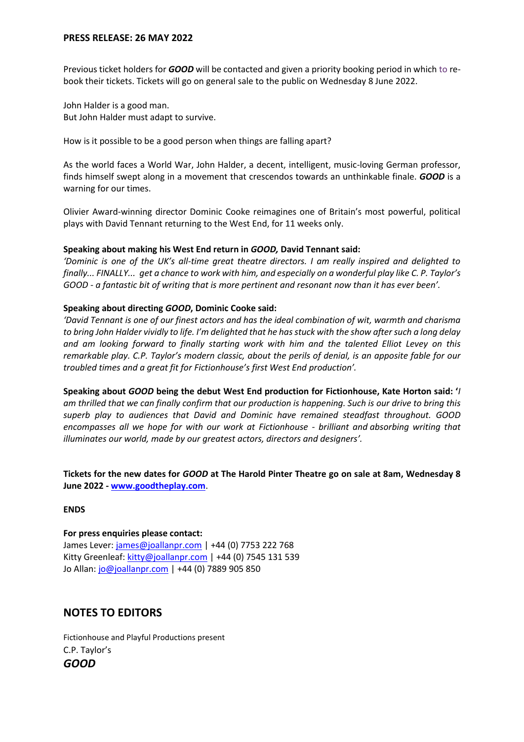**PRESS RELEASE: 26 MAY 2022**

Previous ticket holders for ***GOOD*** will be contacted and given a priority booking period in which to re-book their tickets. Tickets will go on general sale to the public on Wednesday 8 June 2022.

John Halder is a good man.
But John Halder must adapt to survive.

How is it possible to be a good person when things are falling apart?

As the world faces a World War, John Halder, a decent, intelligent, music-loving German professor, finds himself swept along in a movement that crescendos towards an unthinkable finale. ***GOOD*** is a warning for our times.

Olivier Award-winning director Dominic Cooke reimagines one of Britain's most powerful, political plays with David Tennant returning to the West End, for 11 weeks only.

**Speaking about making his West End return in *GOOD,* David Tennant said:**
*'Dominic is one of the UK's all-time great theatre directors. I am really inspired and delighted to finally... FINALLY... get a chance to work with him, and especially on a wonderful play like C. P. Taylor's GOOD - a fantastic bit of writing that is more pertinent and resonant now than it has ever been'.*

**Speaking about directing *GOOD*, Dominic Cooke said:**
*'David Tennant is one of our finest actors and has the ideal combination of wit, warmth and charisma to bring John Halder vividly to life. I'm delighted that he has stuck with the show after such a long delay and am looking forward to finally starting work with him and the talented Elliot Levey on this remarkable play. C.P. Taylor's modern classic, about the perils of denial, is an apposite fable for our troubled times and a great fit for Fictionhouse's first West End production'.*

**Speaking about *GOOD* being the debut West End production for Fictionhouse, Kate Horton said:** '*I am thrilled that we can finally confirm that our production is happening. Such is our drive to bring this superb play to audiences that David and Dominic have remained steadfast throughout. GOOD encompasses all we hope for with our work at Fictionhouse - brilliant and absorbing writing that illuminates our world, made by our greatest actors, directors and designers'.*

**Tickets for the new dates for *GOOD* at The Harold Pinter Theatre go on sale at 8am, Wednesday 8 June 2022 - [www.goodtheplay.com](http://www.goodtheplay.com)**.

**ENDS**

**For press enquiries please contact:**
James Lever: james@joallanpr.com | +44 (0) 7753 222 768
Kitty Greenleaf: kitty@joallanpr.com | +44 (0) 7545 131 539
Jo Allan: jo@joallanpr.com | +44 (0) 7889 905 850

## NOTES TO EDITORS

Fictionhouse and Playful Productions present
C.P. Taylor's
***GOOD***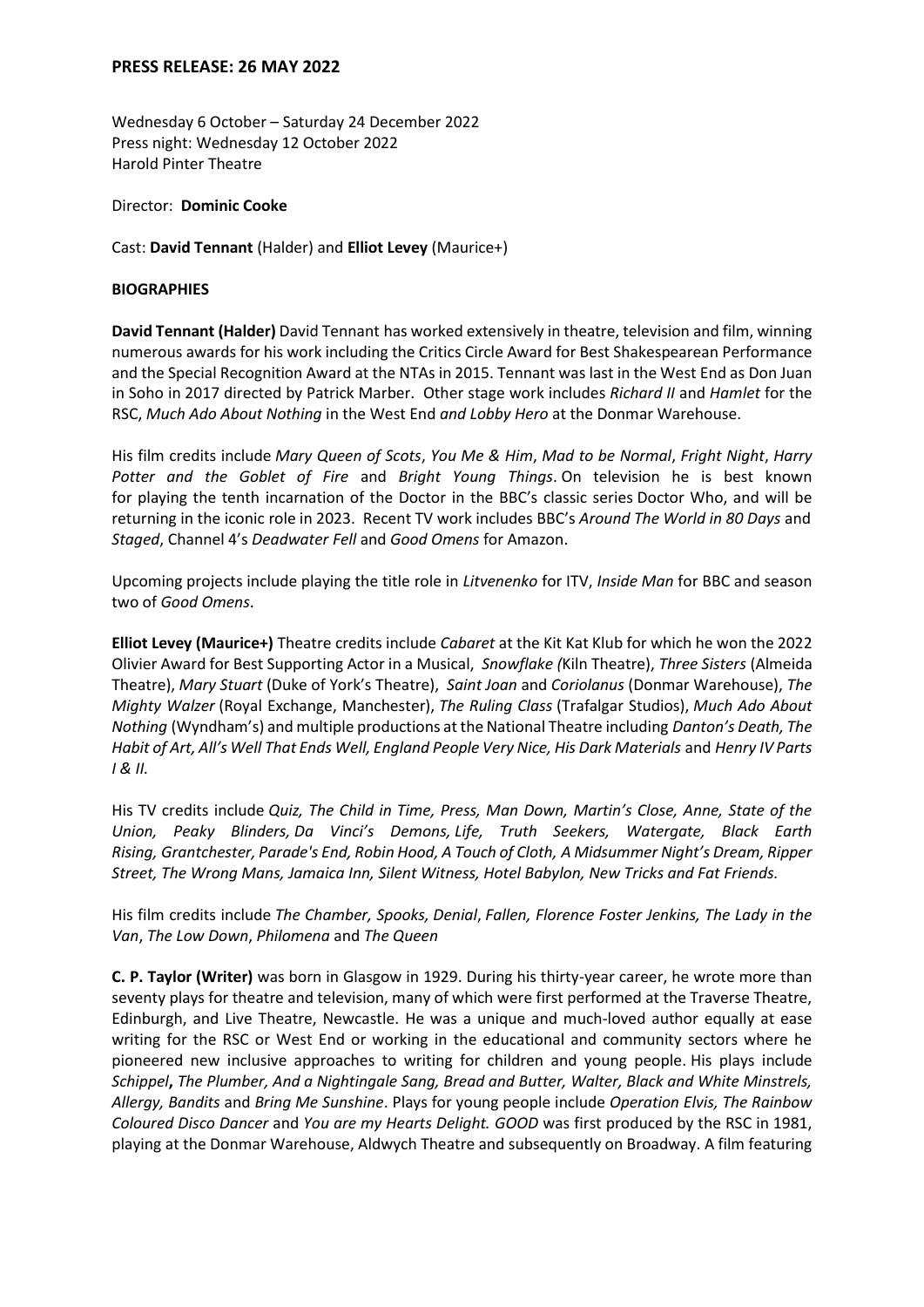**PRESS RELEASE: 26 MAY 2022**

Wednesday 6 October – Saturday 24 December 2022
Press night: Wednesday 12 October 2022
Harold Pinter Theatre

Director: **Dominic Cooke**

Cast: **David Tennant** (Halder) and **Elliot Levey** (Maurice+)

**BIOGRAPHIES**

**David Tennant (Halder)** David Tennant has worked extensively in theatre, television and film, winning numerous awards for his work including the Critics Circle Award for Best Shakespearean Performance and the Special Recognition Award at the NTAs in 2015. Tennant was last in the West End as Don Juan in Soho in 2017 directed by Patrick Marber. Other stage work includes *Richard II* and *Hamlet* for the RSC, *Much Ado About Nothing* in the West End *and Lobby Hero* at the Donmar Warehouse.

His film credits include *Mary Queen of Scots*, *You Me & Him*, *Mad to be Normal*, *Fright Night*, *Harry Potter and the Goblet of Fire* and *Bright Young Things*. On television he is best known for playing the tenth incarnation of the Doctor in the BBC's classic series Doctor Who, and will be returning in the iconic role in 2023. Recent TV work includes BBC's *Around The World in 80 Days* and *Staged*, Channel 4's *Deadwater Fell* and *Good Omens* for Amazon.

Upcoming projects include playing the title role in *Litvenenko* for ITV, *Inside Man* for BBC and season two of *Good Omens*.

**Elliot Levey (Maurice+)** Theatre credits include *Cabaret* at the Kit Kat Klub for which he won the 2022 Olivier Award for Best Supporting Actor in a Musical, *Snowflake (*Kiln Theatre), *Three Sisters* (Almeida Theatre), *Mary Stuart* (Duke of York's Theatre), *Saint Joan* and *Coriolanus* (Donmar Warehouse), *The Mighty Walzer* (Royal Exchange, Manchester), *The Ruling Class* (Trafalgar Studios), *Much Ado About Nothing* (Wyndham's) and multiple productions at the National Theatre including *Danton's Death, The Habit of Art, All's Well That Ends Well, England People Very Nice, His Dark Materials* and *Henry IV Parts I & II.*

His TV credits include *Quiz, The Child in Time, Press, Man Down, Martin's Close, Anne, State of the Union, Peaky Blinders, Da Vinci's Demons, Life, Truth Seekers, Watergate, Black Earth Rising, Grantchester, Parade's End, Robin Hood, A Touch of Cloth, A Midsummer Night's Dream, Ripper Street, The Wrong Mans, Jamaica Inn, Silent Witness, Hotel Babylon, New Tricks and Fat Friends.*

His film credits include *The Chamber, Spooks, Denial*, *Fallen, Florence Foster Jenkins, The Lady in the Van*, *The Low Down*, *Philomena* and *The Queen*

**C. P. Taylor (Writer)** was born in Glasgow in 1929. During his thirty-year career, he wrote more than seventy plays for theatre and television, many of which were first performed at the Traverse Theatre, Edinburgh, and Live Theatre, Newcastle. He was a unique and much-loved author equally at ease writing for the RSC or West End or working in the educational and community sectors where he pioneered new inclusive approaches to writing for children and young people. His plays include *Schippel***,** *The Plumber, And a Nightingale Sang, Bread and Butter, Walter, Black and White Minstrels, Allergy, Bandits* and *Bring Me Sunshine*. Plays for young people include *Operation Elvis, The Rainbow Coloured Disco Dancer* and *You are my Hearts Delight. GOOD* was first produced by the RSC in 1981, playing at the Donmar Warehouse, Aldwych Theatre and subsequently on Broadway. A film featuring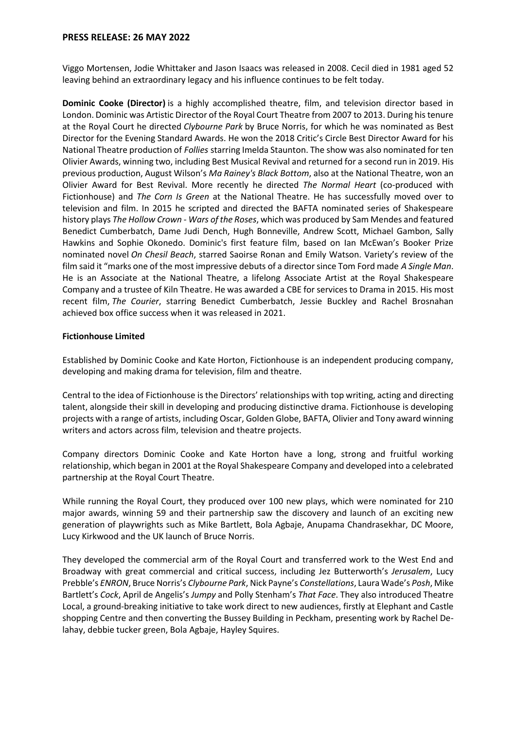Viggo Mortensen, Jodie Whittaker and Jason Isaacs was released in 2008. Cecil died in 1981 aged 52 leaving behind an extraordinary legacy and his influence continues to be felt today.

**Dominic Cooke (Director)** is a highly accomplished theatre, film, and television director based in London. Dominic was Artistic Director of the Royal Court Theatre from 2007 to 2013. During his tenure at the Royal Court he directed *Clybourne Park* by Bruce Norris, for which he was nominated as Best Director for the Evening Standard Awards. He won the 2018 Critic's Circle Best Director Award for his National Theatre production of *Follies* starring Imelda Staunton. The show was also nominated for ten Olivier Awards, winning two, including Best Musical Revival and returned for a second run in 2019. His previous production, August Wilson's *Ma Rainey's Black Bottom*, also at the National Theatre, won an Olivier Award for Best Revival. More recently he directed *The Normal Heart* (co-produced with Fictionhouse) and *The Corn Is Green* at the National Theatre. He has successfully moved over to television and film. In 2015 he scripted and directed the BAFTA nominated series of Shakespeare history plays *The Hollow Crown - Wars of the Roses*, which was produced by Sam Mendes and featured Benedict Cumberbatch, Dame Judi Dench, Hugh Bonneville, Andrew Scott, Michael Gambon, Sally Hawkins and Sophie Okonedo. Dominic's first feature film, based on Ian McEwan's Booker Prize nominated novel *On Chesil Beach*, starred Saoirse Ronan and Emily Watson. Variety's review of the film said it "marks one of the most impressive debuts of a director since Tom Ford made *A Single Man*. He is an Associate at the National Theatre, a lifelong Associate Artist at the Royal Shakespeare Company and a trustee of Kiln Theatre. He was awarded a CBE for services to Drama in 2015. His most recent film, *The Courier*, starring Benedict Cumberbatch, Jessie Buckley and Rachel Brosnahan achieved box office success when it was released in 2021.

**Fictionhouse Limited**

Established by Dominic Cooke and Kate Horton, Fictionhouse is an independent producing company, developing and making drama for television, film and theatre.

Central to the idea of Fictionhouse is the Directors' relationships with top writing, acting and directing talent, alongside their skill in developing and producing distinctive drama. Fictionhouse is developing projects with a range of artists, including Oscar, Golden Globe, BAFTA, Olivier and Tony award winning writers and actors across film, television and theatre projects.

Company directors Dominic Cooke and Kate Horton have a long, strong and fruitful working relationship, which began in 2001 at the Royal Shakespeare Company and developed into a celebrated partnership at the Royal Court Theatre.

While running the Royal Court, they produced over 100 new plays, which were nominated for 210 major awards, winning 59 and their partnership saw the discovery and launch of an exciting new generation of playwrights such as Mike Bartlett, Bola Agbaje, Anupama Chandrasekhar, DC Moore, Lucy Kirkwood and the UK launch of Bruce Norris.

They developed the commercial arm of the Royal Court and transferred work to the West End and Broadway with great commercial and critical success, including Jez Butterworth's *Jerusalem*, Lucy Prebble's *ENRON*, Bruce Norris's *Clybourne Park*, Nick Payne's *Constellations*, Laura Wade's *Posh*, Mike Bartlett's *Cock*, April de Angelis's *Jumpy* and Polly Stenham's *That Face*. They also introduced Theatre Local, a ground-breaking initiative to take work direct to new audiences, firstly at Elephant and Castle shopping Centre and then converting the Bussey Building in Peckham, presenting work by Rachel De-lahay, debbie tucker green, Bola Agbaje, Hayley Squires.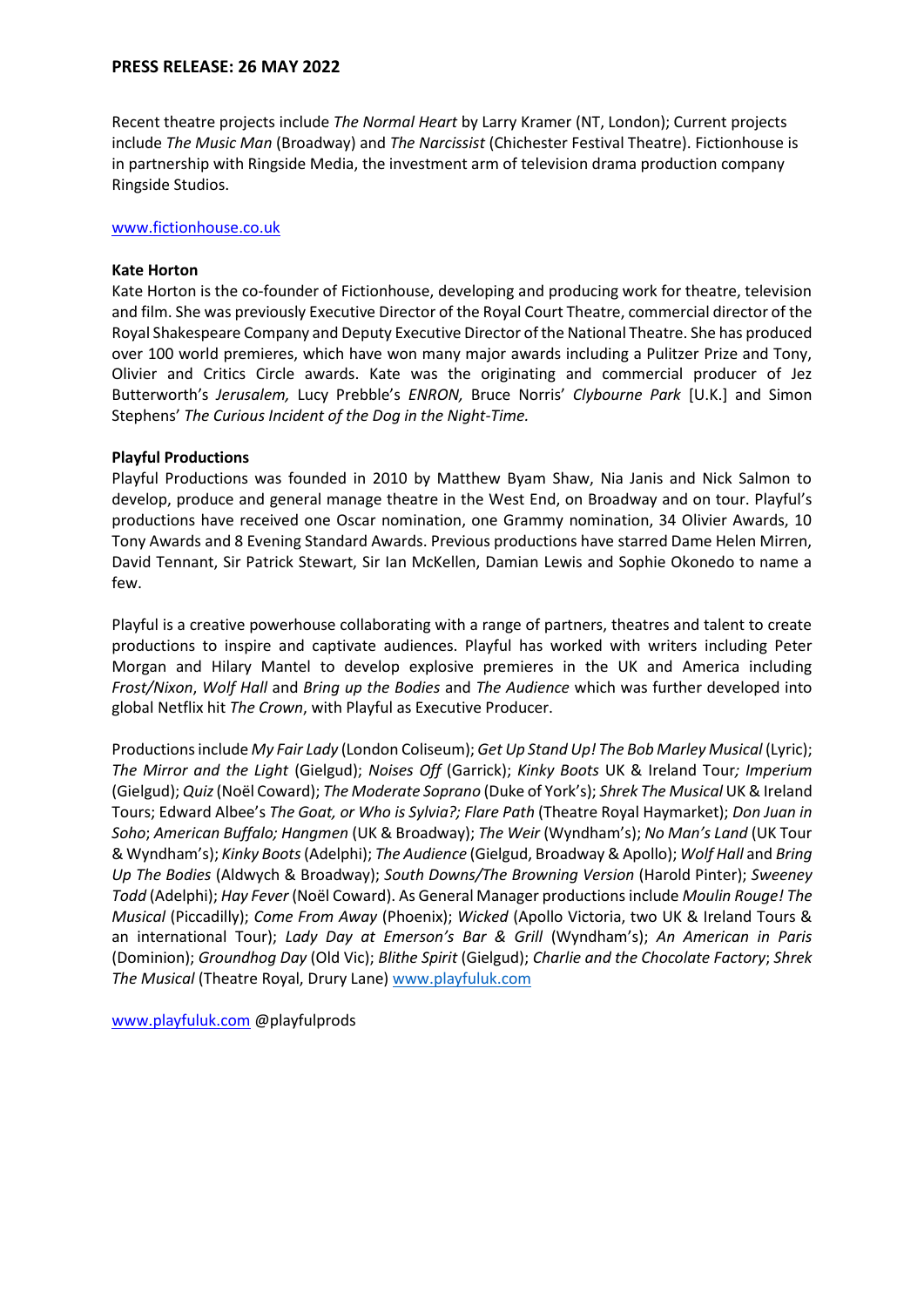Recent theatre projects include *The Normal Heart* by Larry Kramer (NT, London); Current projects include *The Music Man* (Broadway) and *The Narcissist* (Chichester Festival Theatre). Fictionhouse is in partnership with Ringside Media, the investment arm of television drama production company Ringside Studios.

www.fictionhouse.co.uk

**Kate Horton**

Kate Horton is the co-founder of Fictionhouse, developing and producing work for theatre, television and film. She was previously Executive Director of the Royal Court Theatre, commercial director of the Royal Shakespeare Company and Deputy Executive Director of the National Theatre. She has produced over 100 world premieres, which have won many major awards including a Pulitzer Prize and Tony, Olivier and Critics Circle awards. Kate was the originating and commercial producer of Jez Butterworth's *Jerusalem,* Lucy Prebble's *ENRON,* Bruce Norris' *Clybourne Park* [U.K.] and Simon Stephens' *The Curious Incident of the Dog in the Night-Time.*

**Playful Productions**

Playful Productions was founded in 2010 by Matthew Byam Shaw, Nia Janis and Nick Salmon to develop, produce and general manage theatre in the West End, on Broadway and on tour. Playful's productions have received one Oscar nomination, one Grammy nomination, 34 Olivier Awards, 10 Tony Awards and 8 Evening Standard Awards. Previous productions have starred Dame Helen Mirren, David Tennant, Sir Patrick Stewart, Sir Ian McKellen, Damian Lewis and Sophie Okonedo to name a few.

Playful is a creative powerhouse collaborating with a range of partners, theatres and talent to create productions to inspire and captivate audiences. Playful has worked with writers including Peter Morgan and Hilary Mantel to develop explosive premieres in the UK and America including *Frost/Nixon*, *Wolf Hall* and *Bring up the Bodies* and *The Audience* which was further developed into global Netflix hit *The Crown*, with Playful as Executive Producer.

Productions include *My Fair Lady* (London Coliseum); *Get Up Stand Up! The Bob Marley Musical* (Lyric); *The Mirror and the Light* (Gielgud); *Noises Off* (Garrick); *Kinky Boots* UK & Ireland Tour*; Imperium* (Gielgud); *Quiz* (Noël Coward); *The Moderate Soprano* (Duke of York's); *Shrek The Musical* UK & Ireland Tours; Edward Albee's *The Goat, or Who is Sylvia?; Flare Path* (Theatre Royal Haymarket); *Don Juan in Soho*; *American Buffalo; Hangmen* (UK & Broadway); *The Weir* (Wyndham's); *No Man's Land* (UK Tour & Wyndham's); *Kinky Boots* (Adelphi); *The Audience* (Gielgud, Broadway & Apollo); *Wolf Hall* and *Bring Up The Bodies* (Aldwych & Broadway); *South Downs/The Browning Version* (Harold Pinter); *Sweeney Todd* (Adelphi); *Hay Fever* (Noël Coward). As General Manager productions include *Moulin Rouge! The Musical* (Piccadilly); *Come From Away* (Phoenix); *Wicked* (Apollo Victoria, two UK & Ireland Tours & an international Tour); *Lady Day at Emerson's Bar & Grill* (Wyndham's); *An American in Paris* (Dominion); *Groundhog Day* (Old Vic); *Blithe Spirit* (Gielgud); *Charlie and the Chocolate Factory*; *Shrek The Musical* (Theatre Royal, Drury Lane) www.playfuluk.com

www.playfuluk.com @playfulprods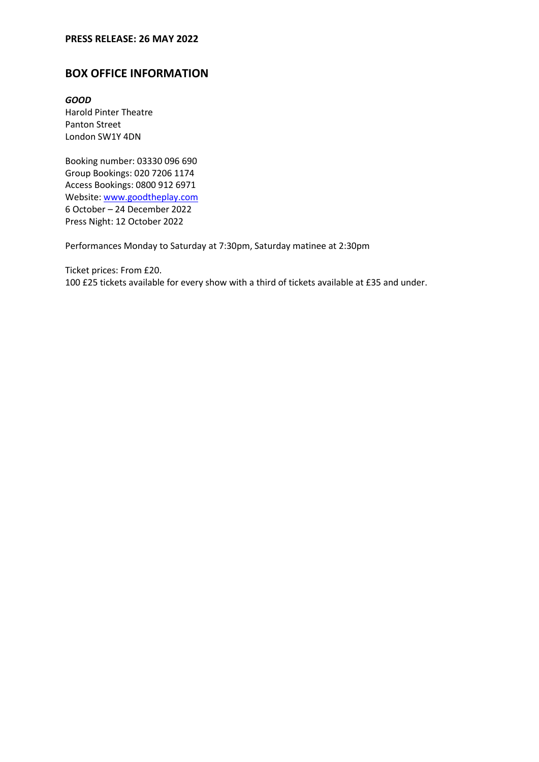**PRESS RELEASE: 26 MAY 2022**

## BOX OFFICE INFORMATION

***GOOD***
Harold Pinter Theatre
Panton Street
London SW1Y 4DN

Booking number: 03330 096 690
Group Bookings: 020 7206 1174
Access Bookings: 0800 912 6971
Website: [www.goodtheplay.com](http://www.goodtheplay.com)
6 October – 24 December 2022
Press Night: 12 October 2022

Performances Monday to Saturday at 7:30pm, Saturday matinee at 2:30pm

Ticket prices: From £20.
100 £25 tickets available for every show with a third of tickets available at £35 and under.